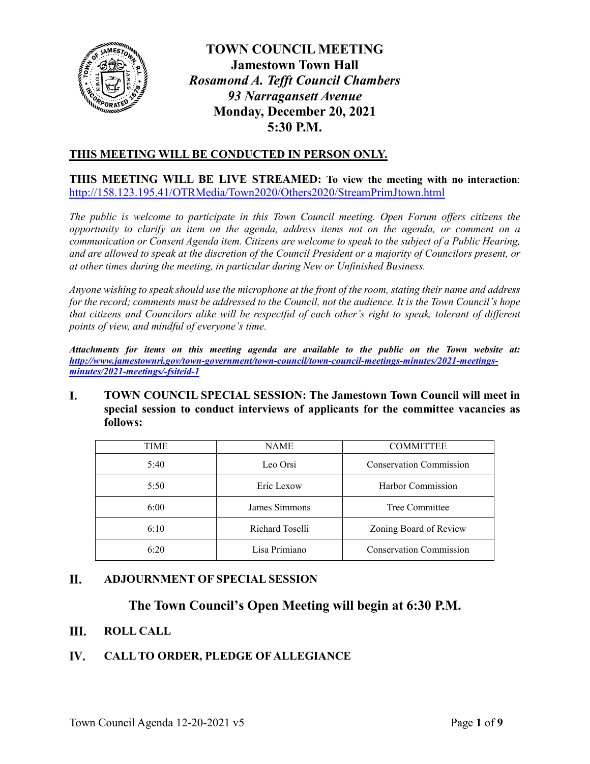# TOWN COUNCIL MEETING

**Jamestown Town Hall**
***Rosamond A. Tefft Council Chambers***
***93 Narragansett Avenue***
**Monday, December 20, 2021**
**5:30 P.M.**

**THIS MEETING WILL BE CONDUCTED IN PERSON ONLY.**

**THIS MEETING WILL BE LIVE STREAMED: To view the meeting with no interaction**: http://158.123.195.41/OTRMedia/Town2020/Others2020/StreamPrimJtown.html

*The public is welcome to participate in this Town Council meeting. Open Forum offers citizens the opportunity to clarify an item on the agenda, address items not on the agenda, or comment on a communication or Consent Agenda item. Citizens are welcome to speak to the subject of a Public Hearing, and are allowed to speak at the discretion of the Council President or a majority of Councilors present, or at other times during the meeting, in particular during New or Unfinished Business.*

*Anyone wishing to speak should use the microphone at the front of the room, stating their name and address for the record; comments must be addressed to the Council, not the audience. It is the Town Council's hope that citizens and Councilors alike will be respectful of each other's right to speak, tolerant of different points of view, and mindful of everyone's time.*

***Attachments for items on this meeting agenda are available to the public on the Town website at: http://www.jamestownri.gov/town-government/town-council/town-council-meetings-minutes/2021-meetings-minutes/2021-meetings/-fsiteid-1***

## I. TOWN COUNCIL SPECIAL SESSION: The Jamestown Town Council will meet in special session to conduct interviews of applicants for the committee vacancies as follows:

| TIME | NAME | COMMITTEE |
|---|---|---|
| 5:40 | Leo Orsi | Conservation Commission |
| 5:50 | Eric Lexow | Harbor Commission |
| 6:00 | James Simmons | Tree Committee |
| 6:10 | Richard Toselli | Zoning Board of Review |
| 6:20 | Lisa Primiano | Conservation Commission |

## II. ADJOURNMENT OF SPECIAL SESSION

## The Town Council's Open Meeting will begin at 6:30 P.M.

## III. ROLL CALL

## IV. CALL TO ORDER, PLEDGE OF ALLEGIANCE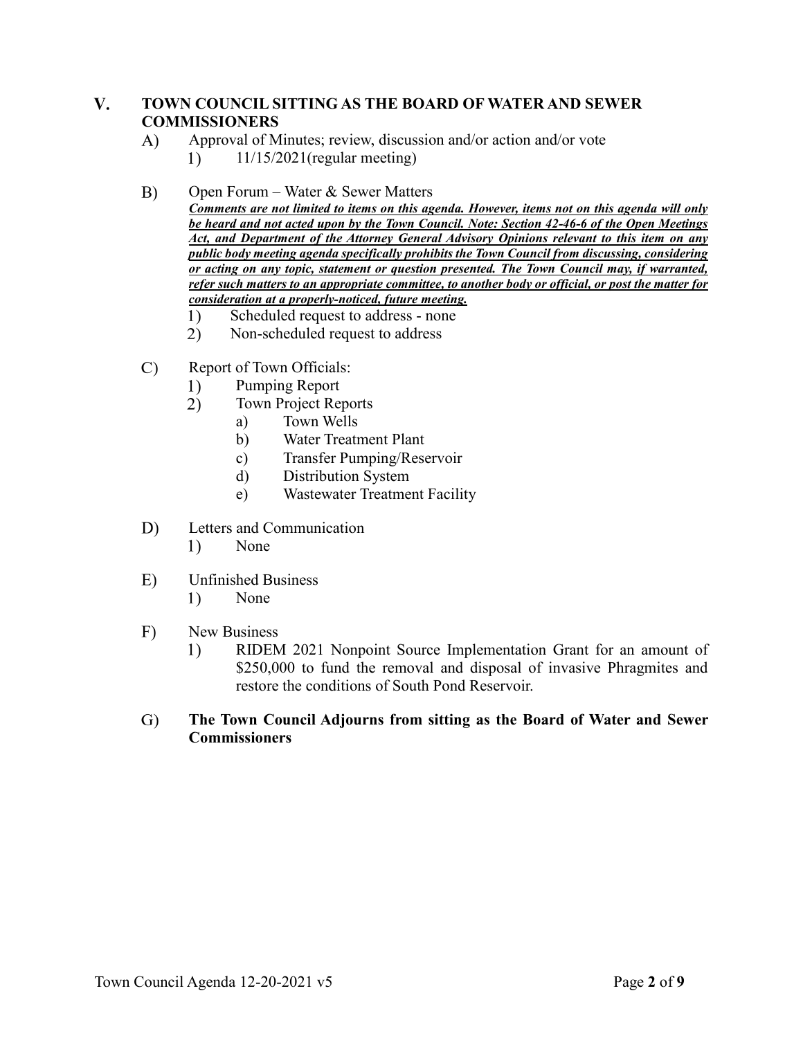## V. TOWN COUNCIL SITTING AS THE BOARD OF WATER AND SEWER COMMISSIONERS

A) Approval of Minutes; review, discussion and/or action and/or vote
   1) 11/15/2021(regular meeting)

B) Open Forum – Water & Sewer Matters
   ***Comments are not limited to items on this agenda. However, items not on this agenda will only be heard and not acted upon by the Town Council. Note: Section 42-46-6 of the Open Meetings Act, and Department of the Attorney General Advisory Opinions relevant to this item on any public body meeting agenda specifically prohibits the Town Council from discussing, considering or acting on any topic, statement or question presented. The Town Council may, if warranted, refer such matters to an appropriate committee, to another body or official, or post the matter for consideration at a properly-noticed, future meeting.***
   1) Scheduled request to address - none
   2) Non-scheduled request to address

C) Report of Town Officials:
   1) Pumping Report
   2) Town Project Reports
      a) Town Wells
      b) Water Treatment Plant
      c) Transfer Pumping/Reservoir
      d) Distribution System
      e) Wastewater Treatment Facility

D) Letters and Communication
   1) None

E) Unfinished Business
   1) None

F) New Business
   1) RIDEM 2021 Nonpoint Source Implementation Grant for an amount of $250,000 to fund the removal and disposal of invasive Phragmites and restore the conditions of South Pond Reservoir.

G) **The Town Council Adjourns from sitting as the Board of Water and Sewer Commissioners**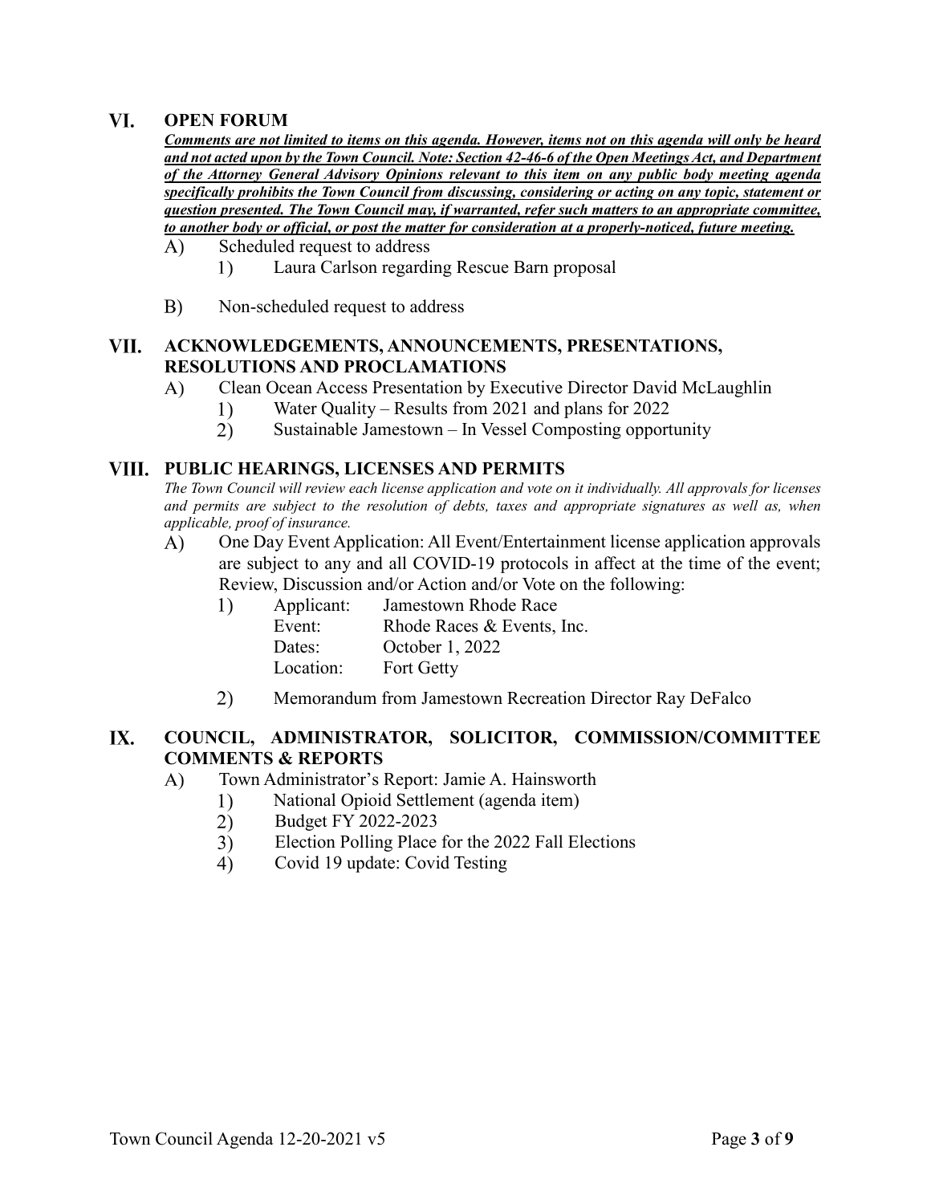## VI. OPEN FORUM

***Comments are not limited to items on this agenda. However, items not on this agenda will only be heard and not acted upon by the Town Council. Note: Section 42-46-6 of the Open Meetings Act, and Department of the Attorney General Advisory Opinions relevant to this item on any public body meeting agenda specifically prohibits the Town Council from discussing, considering or acting on any topic, statement or question presented. The Town Council may, if warranted, refer such matters to an appropriate committee, to another body or official, or post the matter for consideration at a properly-noticed, future meeting.***

A) Scheduled request to address
   1) Laura Carlson regarding Rescue Barn proposal

B) Non-scheduled request to address

## VII. ACKNOWLEDGEMENTS, ANNOUNCEMENTS, PRESENTATIONS, RESOLUTIONS AND PROCLAMATIONS

A) Clean Ocean Access Presentation by Executive Director David McLaughlin
   1) Water Quality – Results from 2021 and plans for 2022
   2) Sustainable Jamestown – In Vessel Composting opportunity

## VIII. PUBLIC HEARINGS, LICENSES AND PERMITS

*The Town Council will review each license application and vote on it individually. All approvals for licenses and permits are subject to the resolution of debts, taxes and appropriate signatures as well as, when applicable, proof of insurance.*

A) One Day Event Application: All Event/Entertainment license application approvals are subject to any and all COVID-19 protocols in affect at the time of the event; Review, Discussion and/or Action and/or Vote on the following:
   1) Applicant: Jamestown Rhode Race
      Event: Rhode Races & Events, Inc.
      Dates: October 1, 2022
      Location: Fort Getty
   2) Memorandum from Jamestown Recreation Director Ray DeFalco

## IX. COUNCIL, ADMINISTRATOR, SOLICITOR, COMMISSION/COMMITTEE COMMENTS & REPORTS

A) Town Administrator's Report: Jamie A. Hainsworth
   1) National Opioid Settlement (agenda item)
   2) Budget FY 2022-2023
   3) Election Polling Place for the 2022 Fall Elections
   4) Covid 19 update: Covid Testing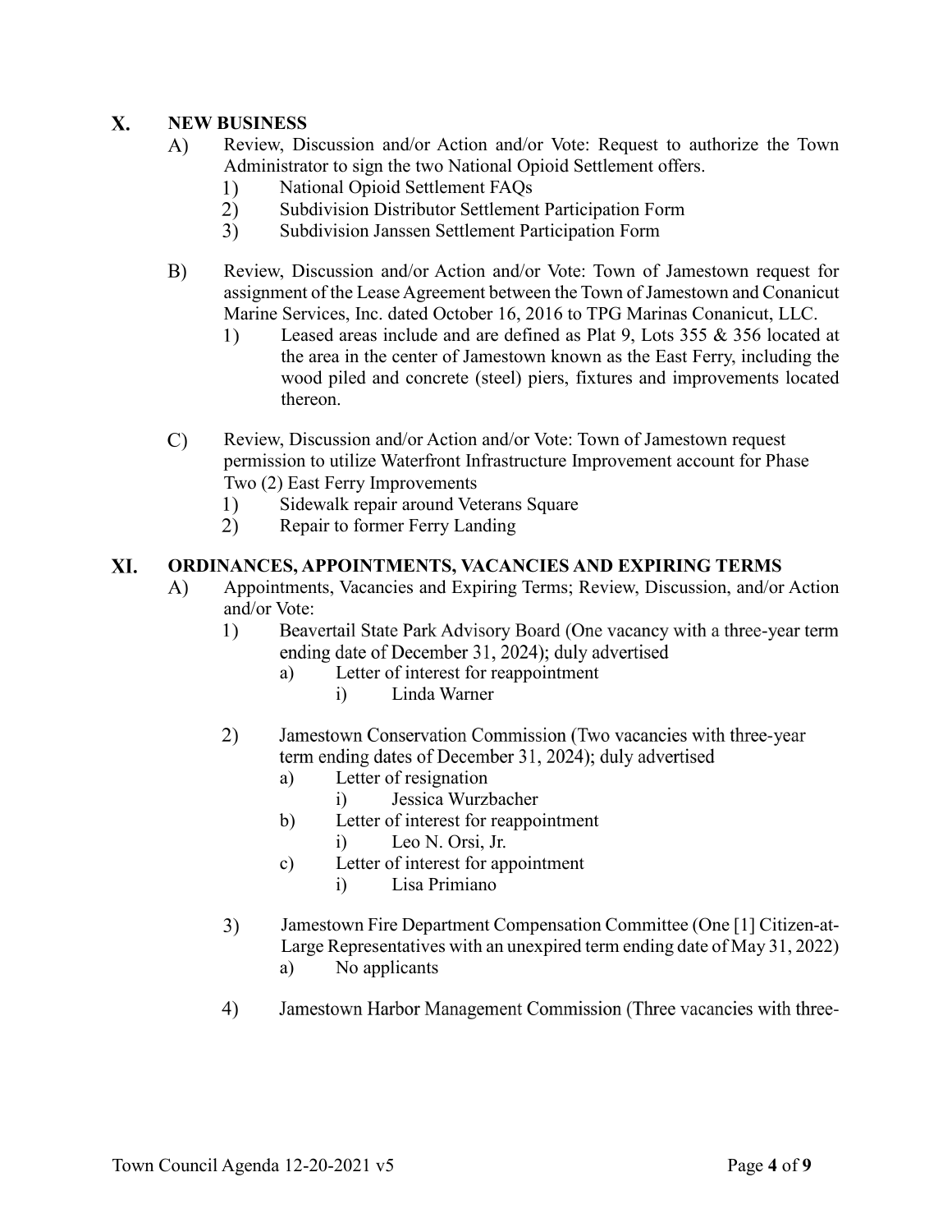## X. NEW BUSINESS

A) Review, Discussion and/or Action and/or Vote: Request to authorize the Town Administrator to sign the two National Opioid Settlement offers.
   1) National Opioid Settlement FAQs
   2) Subdivision Distributor Settlement Participation Form
   3) Subdivision Janssen Settlement Participation Form

B) Review, Discussion and/or Action and/or Vote: Town of Jamestown request for assignment of the Lease Agreement between the Town of Jamestown and Conanicut Marine Services, Inc. dated October 16, 2016 to TPG Marinas Conanicut, LLC.
   1) Leased areas include and are defined as Plat 9, Lots 355 & 356 located at the area in the center of Jamestown known as the East Ferry, including the wood piled and concrete (steel) piers, fixtures and improvements located thereon.

C) Review, Discussion and/or Action and/or Vote: Town of Jamestown request permission to utilize Waterfront Infrastructure Improvement account for Phase Two (2) East Ferry Improvements
   1) Sidewalk repair around Veterans Square
   2) Repair to former Ferry Landing

## XI. ORDINANCES, APPOINTMENTS, VACANCIES AND EXPIRING TERMS

A) Appointments, Vacancies and Expiring Terms; Review, Discussion, and/or Action and/or Vote:
   1) Beavertail State Park Advisory Board (One vacancy with a three-year term ending date of December 31, 2024); duly advertised
      a) Letter of interest for reappointment
         i) Linda Warner

   2) Jamestown Conservation Commission (Two vacancies with three-year term ending dates of December 31, 2024); duly advertised
      a) Letter of resignation
         i) Jessica Wurzbacher
      b) Letter of interest for reappointment
         i) Leo N. Orsi, Jr.
      c) Letter of interest for appointment
         i) Lisa Primiano

   3) Jamestown Fire Department Compensation Committee (One [1] Citizen-at-Large Representatives with an unexpired term ending date of May 31, 2022)
      a) No applicants

   4) Jamestown Harbor Management Commission (Three vacancies with three-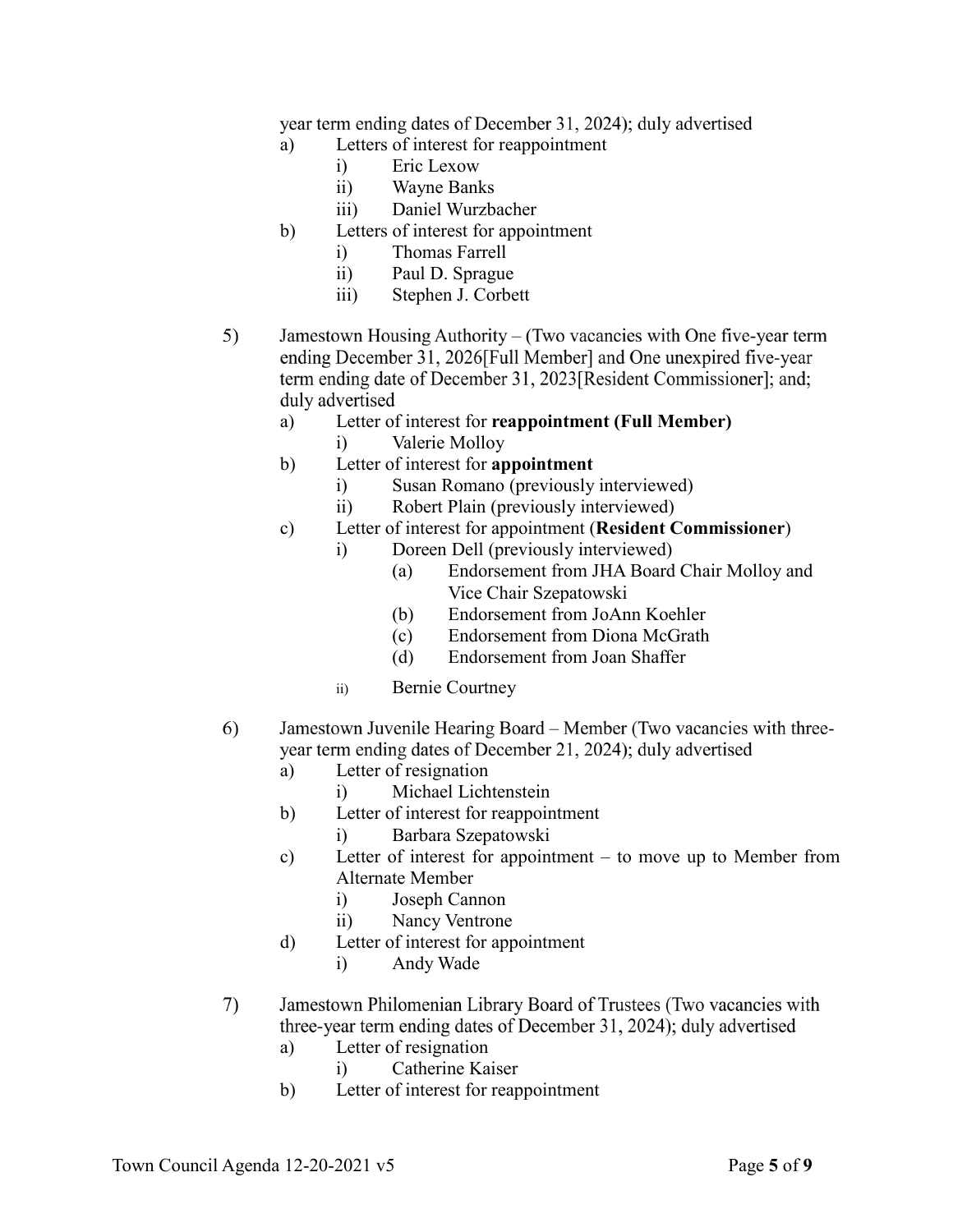year term ending dates of December 31, 2024); duly advertised

a) Letters of interest for reappointment
   i) Eric Lexow
   ii) Wayne Banks
   iii) Daniel Wurzbacher
b) Letters of interest for appointment
   i) Thomas Farrell
   ii) Paul D. Sprague
   iii) Stephen J. Corbett

5) Jamestown Housing Authority – (Two vacancies with One five-year term ending December 31, 2026[Full Member] and One unexpired five-year term ending date of December 31, 2023[Resident Commissioner]; and; duly advertised
   a) Letter of interest for **reappointment (Full Member)**
      i) Valerie Molloy
   b) Letter of interest for **appointment**
      i) Susan Romano (previously interviewed)
      ii) Robert Plain (previously interviewed)
   c) Letter of interest for appointment (**Resident Commissioner**)
      i) Doreen Dell (previously interviewed)
         (a) Endorsement from JHA Board Chair Molloy and Vice Chair Szepatowski
         (b) Endorsement from JoAnn Koehler
         (c) Endorsement from Diona McGrath
         (d) Endorsement from Joan Shaffer
      ii) Bernie Courtney

6) Jamestown Juvenile Hearing Board – Member (Two vacancies with three-year term ending dates of December 21, 2024); duly advertised
   a) Letter of resignation
      i) Michael Lichtenstein
   b) Letter of interest for reappointment
      i) Barbara Szepatowski
   c) Letter of interest for appointment – to move up to Member from Alternate Member
      i) Joseph Cannon
      ii) Nancy Ventrone
   d) Letter of interest for appointment
      i) Andy Wade

7) Jamestown Philomenian Library Board of Trustees (Two vacancies with three-year term ending dates of December 31, 2024); duly advertised
   a) Letter of resignation
      i) Catherine Kaiser
   b) Letter of interest for reappointment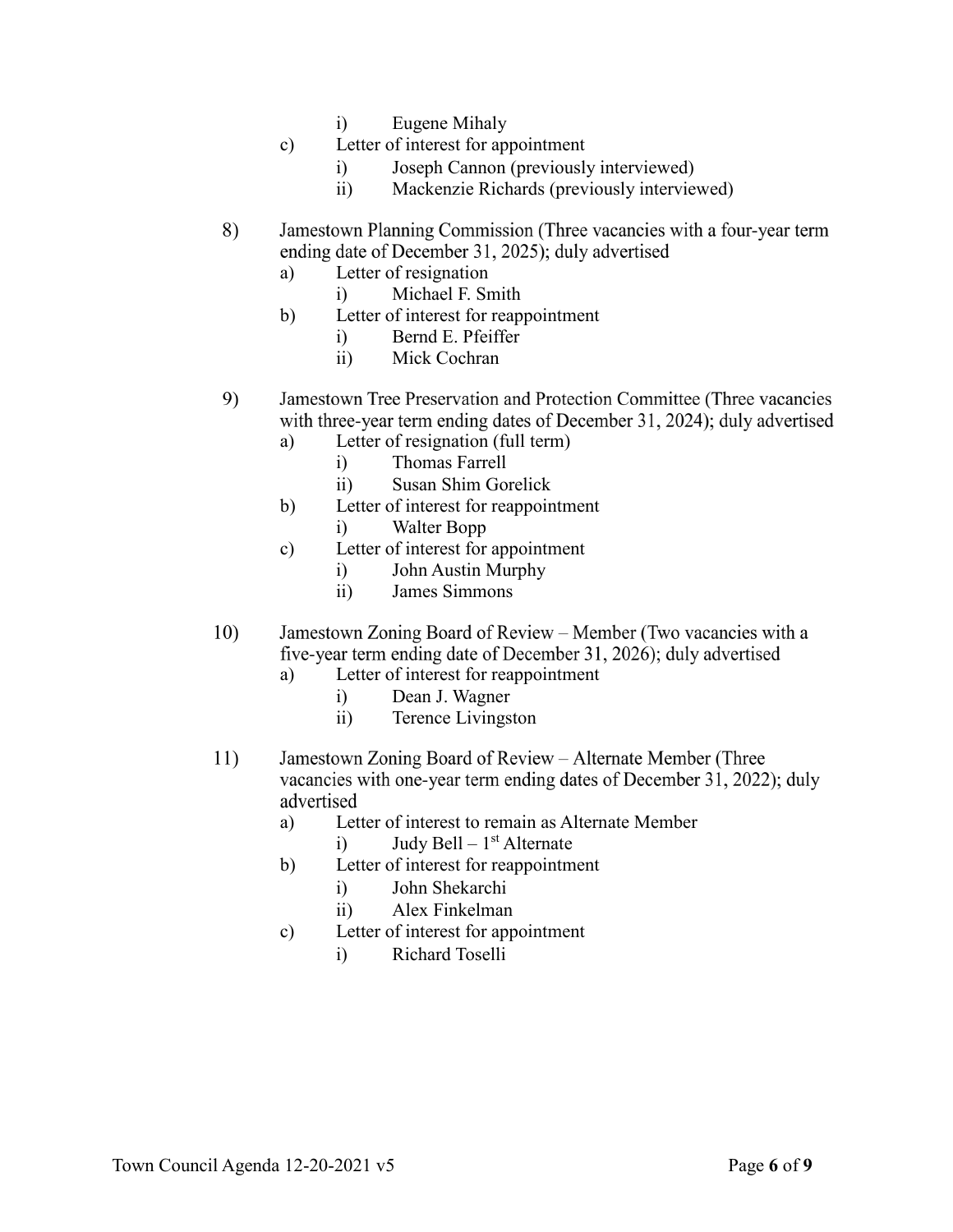i) Eugene Mihaly

   c) Letter of interest for appointment
         i) Joseph Cannon (previously interviewed)
         ii) Mackenzie Richards (previously interviewed)

8) Jamestown Planning Commission (Three vacancies with a four-year term ending date of December 31, 2025); duly advertised
   a) Letter of resignation
         i) Michael F. Smith
   b) Letter of interest for reappointment
         i) Bernd E. Pfeiffer
         ii) Mick Cochran

9) Jamestown Tree Preservation and Protection Committee (Three vacancies with three-year term ending dates of December 31, 2024); duly advertised
   a) Letter of resignation (full term)
         i) Thomas Farrell
         ii) Susan Shim Gorelick
   b) Letter of interest for reappointment
         i) Walter Bopp
   c) Letter of interest for appointment
         i) John Austin Murphy
         ii) James Simmons

10) Jamestown Zoning Board of Review – Member (Two vacancies with a five-year term ending date of December 31, 2026); duly advertised
   a) Letter of interest for reappointment
         i) Dean J. Wagner
         ii) Terence Livingston

11) Jamestown Zoning Board of Review – Alternate Member (Three vacancies with one-year term ending dates of December 31, 2022); duly advertised
   a) Letter of interest to remain as Alternate Member
         i) Judy Bell – 1st Alternate
   b) Letter of interest for reappointment
         i) John Shekarchi
         ii) Alex Finkelman
   c) Letter of interest for appointment
         i) Richard Toselli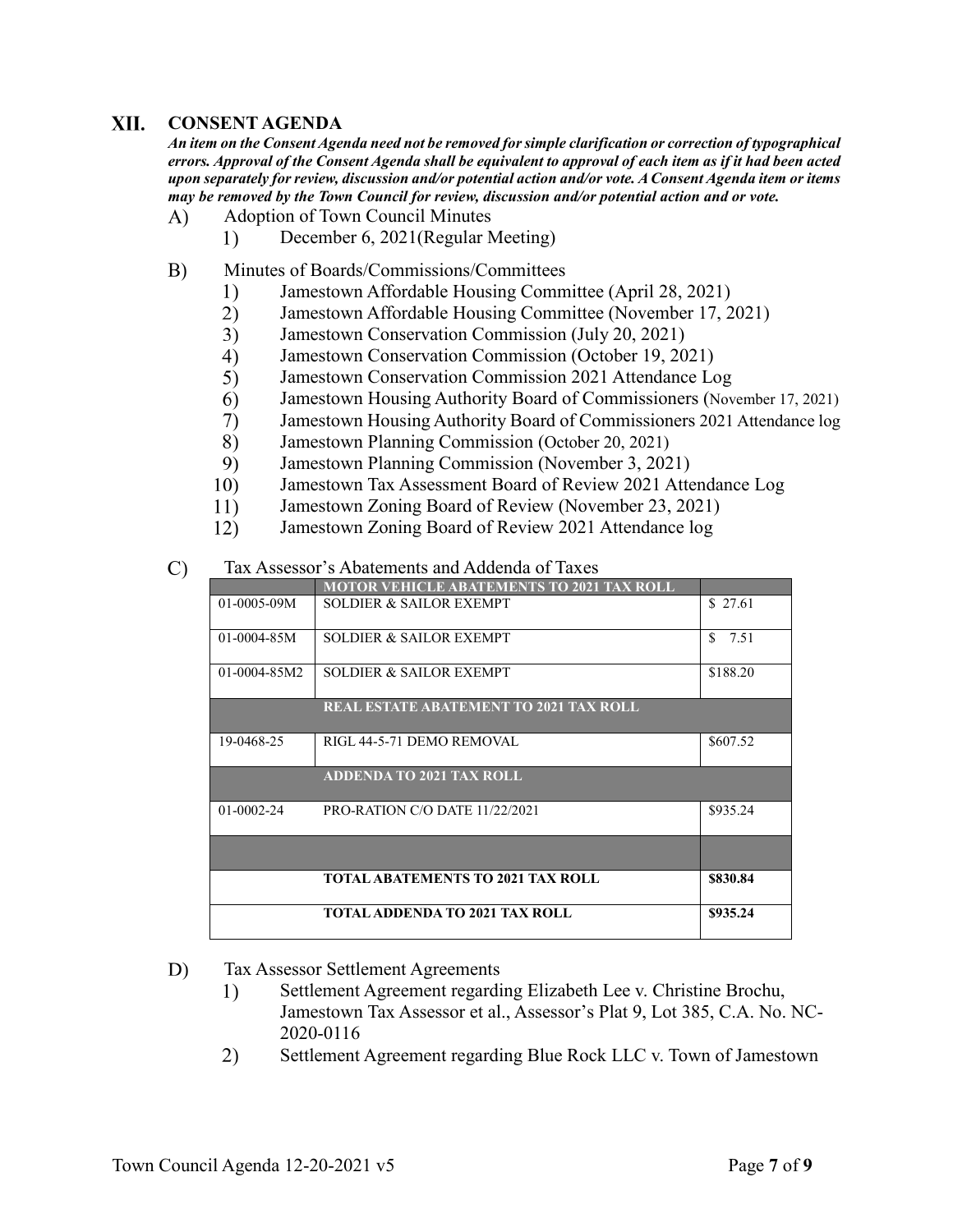## XII. CONSENT AGENDA

***An item on the Consent Agenda need not be removed for simple clarification or correction of typographical errors. Approval of the Consent Agenda shall be equivalent to approval of each item as if it had been acted upon separately for review, discussion and/or potential action and/or vote. A Consent Agenda item or items may be removed by the Town Council for review, discussion and/or potential action and or vote.***

A) Adoption of Town Council Minutes
   1) December 6, 2021(Regular Meeting)

B) Minutes of Boards/Commissions/Committees
   1) Jamestown Affordable Housing Committee (April 28, 2021)
   2) Jamestown Affordable Housing Committee (November 17, 2021)
   3) Jamestown Conservation Commission (July 20, 2021)
   4) Jamestown Conservation Commission (October 19, 2021)
   5) Jamestown Conservation Commission 2021 Attendance Log
   6) Jamestown Housing Authority Board of Commissioners (November 17, 2021)
   7) Jamestown Housing Authority Board of Commissioners 2021 Attendance log
   8) Jamestown Planning Commission (October 20, 2021)
   9) Jamestown Planning Commission (November 3, 2021)
   10) Jamestown Tax Assessment Board of Review 2021 Attendance Log
   11) Jamestown Zoning Board of Review (November 23, 2021)
   12) Jamestown Zoning Board of Review 2021 Attendance log

C) Tax Assessor's Abatements and Addenda of Taxes

| | **MOTOR VEHICLE ABATEMENTS TO 2021 TAX ROLL** | |
|---|---|---|
| 01-0005-09M | SOLDIER & SAILOR EXEMPT | $ 27.61 |
| 01-0004-85M | SOLDIER & SAILOR EXEMPT | $ 7.51 |
| 01-0004-85M2 | SOLDIER & SAILOR EXEMPT | $188.20 |
| | **REAL ESTATE ABATEMENT TO 2021 TAX ROLL** | |
| 19-0468-25 | RIGL 44-5-71 DEMO REMOVAL | $607.52 |
| | **ADDENDA TO 2021 TAX ROLL** | |
| 01-0002-24 | PRO-RATION C/O DATE 11/22/2021 | $935.24 |
| | | |
| | **TOTAL ABATEMENTS TO 2021 TAX ROLL** | **$830.84** |
| | **TOTAL ADDENDA TO 2021 TAX ROLL** | **$935.24** |

D) Tax Assessor Settlement Agreements
   1) Settlement Agreement regarding Elizabeth Lee v. Christine Brochu, Jamestown Tax Assessor et al., Assessor's Plat 9, Lot 385, C.A. No. NC-2020-0116
   2) Settlement Agreement regarding Blue Rock LLC v. Town of Jamestown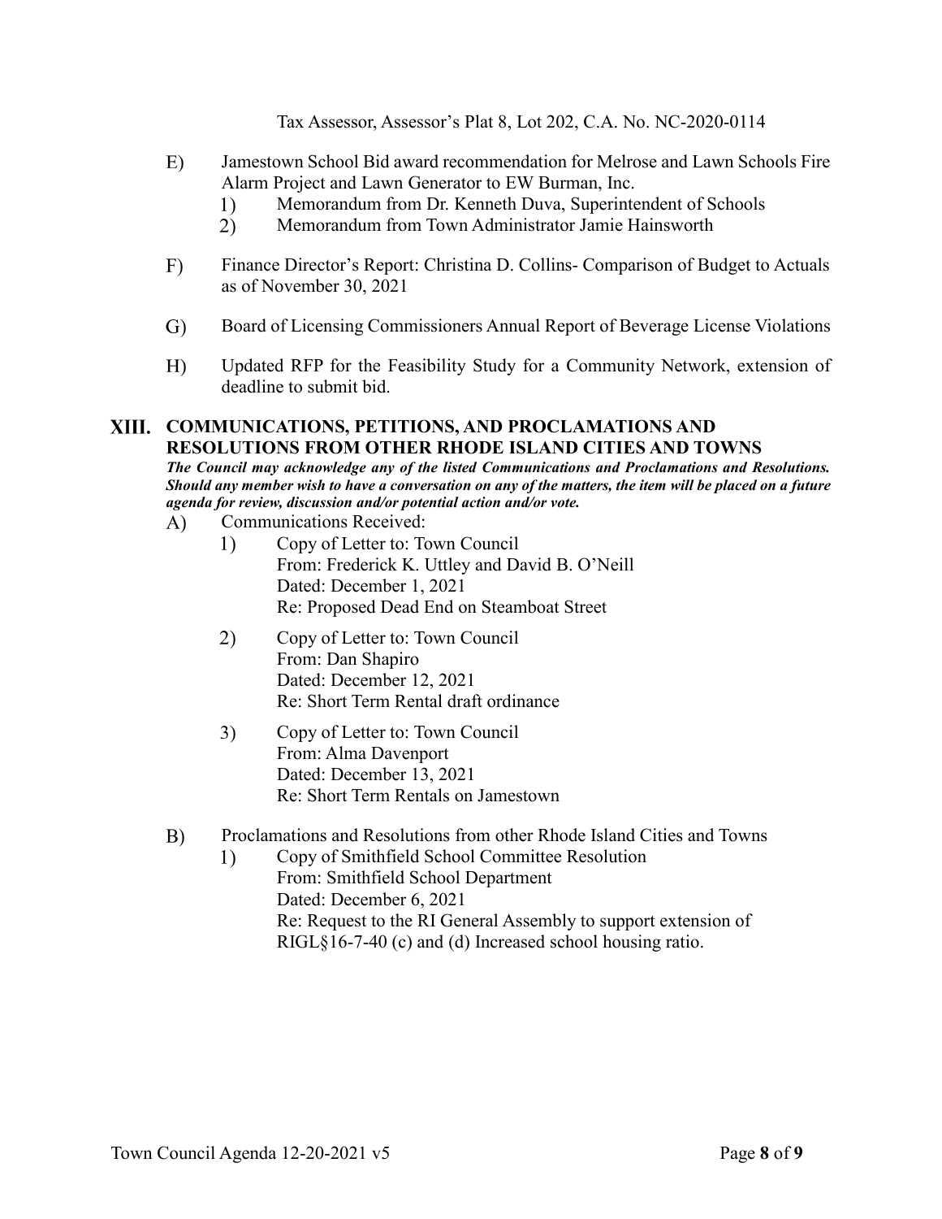Tax Assessor, Assessor's Plat 8, Lot 202, C.A. No. NC-2020-0114

E) Jamestown School Bid award recommendation for Melrose and Lawn Schools Fire Alarm Project and Lawn Generator to EW Burman, Inc.
   1) Memorandum from Dr. Kenneth Duva, Superintendent of Schools
   2) Memorandum from Town Administrator Jamie Hainsworth

F) Finance Director's Report: Christina D. Collins- Comparison of Budget to Actuals as of November 30, 2021

G) Board of Licensing Commissioners Annual Report of Beverage License Violations

H) Updated RFP for the Feasibility Study for a Community Network, extension of deadline to submit bid.

## XIII. COMMUNICATIONS, PETITIONS, AND PROCLAMATIONS AND RESOLUTIONS FROM OTHER RHODE ISLAND CITIES AND TOWNS

***The Council may acknowledge any of the listed Communications and Proclamations and Resolutions. Should any member wish to have a conversation on any of the matters, the item will be placed on a future agenda for review, discussion and/or potential action and/or vote.***

A) Communications Received:
   1) Copy of Letter to: Town Council
      From: Frederick K. Uttley and David B. O'Neill
      Dated: December 1, 2021
      Re: Proposed Dead End on Steamboat Street

   2) Copy of Letter to: Town Council
      From: Dan Shapiro
      Dated: December 12, 2021
      Re: Short Term Rental draft ordinance

   3) Copy of Letter to: Town Council
      From: Alma Davenport
      Dated: December 13, 2021
      Re: Short Term Rentals on Jamestown

B) Proclamations and Resolutions from other Rhode Island Cities and Towns
   1) Copy of Smithfield School Committee Resolution
      From: Smithfield School Department
      Dated: December 6, 2021
      Re: Request to the RI General Assembly to support extension of RIGL§16-7-40 (c) and (d) Increased school housing ratio.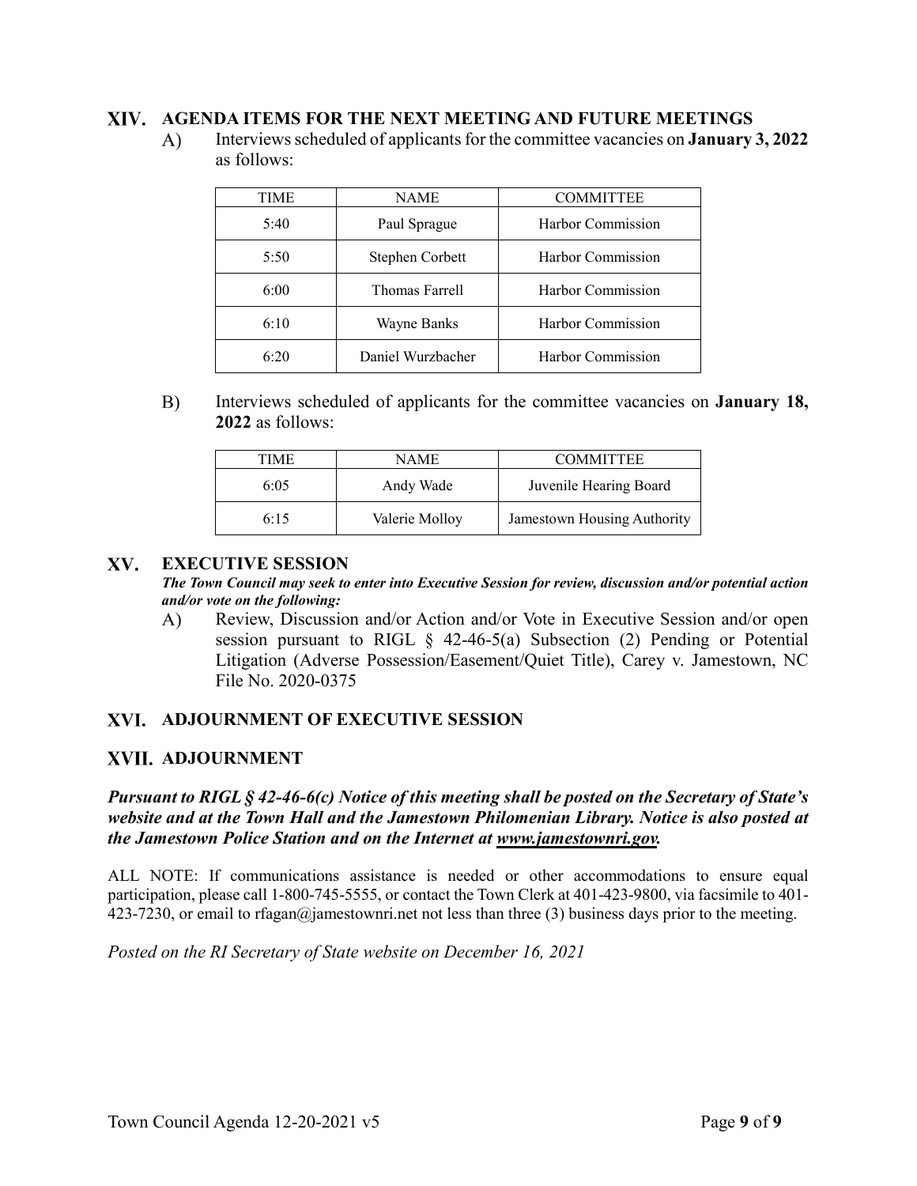## XIV. AGENDA ITEMS FOR THE NEXT MEETING AND FUTURE MEETINGS

A) Interviews scheduled of applicants for the committee vacancies on **January 3, 2022** as follows:

| TIME | NAME | COMMITTEE |
|---|---|---|
| 5:40 | Paul Sprague | Harbor Commission |
| 5:50 | Stephen Corbett | Harbor Commission |
| 6:00 | Thomas Farrell | Harbor Commission |
| 6:10 | Wayne Banks | Harbor Commission |
| 6:20 | Daniel Wurzbacher | Harbor Commission |

B) Interviews scheduled of applicants for the committee vacancies on **January 18, 2022** as follows:

| TIME | NAME | COMMITTEE |
|---|---|---|
| 6:05 | Andy Wade | Juvenile Hearing Board |
| 6:15 | Valerie Molloy | Jamestown Housing Authority |

## XV. EXECUTIVE SESSION

***The Town Council may seek to enter into Executive Session for review, discussion and/or potential action and/or vote on the following:***

A) Review, Discussion and/or Action and/or Vote in Executive Session and/or open session pursuant to RIGL § 42-46-5(a) Subsection (2) Pending or Potential Litigation (Adverse Possession/Easement/Quiet Title), Carey v. Jamestown, NC File No. 2020-0375

## XVI. ADJOURNMENT OF EXECUTIVE SESSION

## XVII. ADJOURNMENT

***Pursuant to RIGL § 42-46-6(c) Notice of this meeting shall be posted on the Secretary of State's website and at the Town Hall and the Jamestown Philomenian Library. Notice is also posted at the Jamestown Police Station and on the Internet at www.jamestownri.gov.***

ALL NOTE: If communications assistance is needed or other accommodations to ensure equal participation, please call 1-800-745-5555, or contact the Town Clerk at 401-423-9800, via facsimile to 401-423-7230, or email to rfagan@jamestownri.net not less than three (3) business days prior to the meeting.

*Posted on the RI Secretary of State website on December 16, 2021*